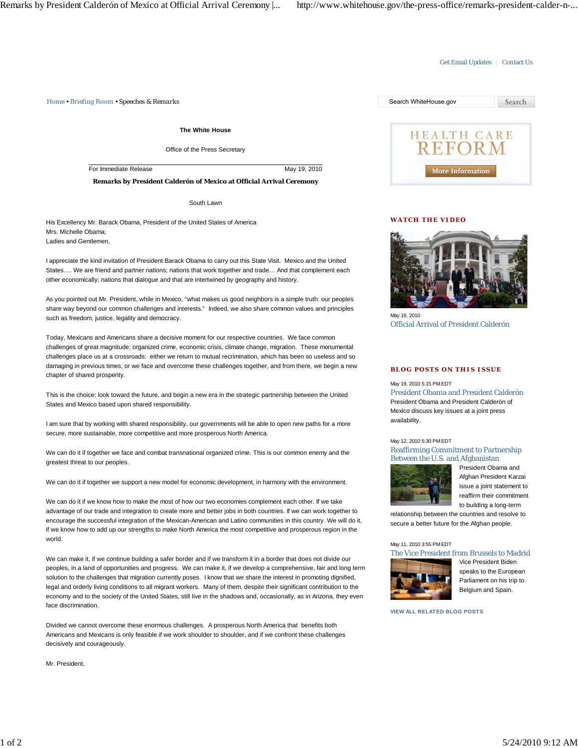Get Email Updates | Contact Us

Home • Briefing Room • Speeches & Remarks

Search WhiteHouse.gov | Search

**The White House**

Office of the Press Secretary

For Immediate Release May 19, 2010

## Remarks by President Calderón of Mexico at Official Arrival Ceremony

South Lawn

His Excellency Mr. Barack Obama, President of the United States of America
Mrs. Michelle Obama;
Ladies and Gentlemen,

I appreciate the kind invitation of President Barack Obama to carry out this State Visit. Mexico and the United States…. We are friend and partner nations; nations that work together and trade… And that complement each other economically; nations that dialogue and that are intertwined by geography and history.

As you pointed out Mr. President, while in Mexico, "what makes us good neighbors is a simple truth: our peoples share way beyond our common challenges and interests." Indeed, we also share common values and principles such as freedom, justice, legality and democracy.

Today, Mexicans and Americans share a decisive moment for our respective countries. We face common challenges of great magnitude: organized crime, economic crisis, climate change, migration. These monumental challenges place us at a crossroads: either we return to mutual recrimination, which has been so useless and so damaging in previous times, or we face and overcome these challenges together, and from there, we begin a new chapter of shared prosperity.

This is the choice: look toward the future, and begin a new era in the strategic partnership between the United States and Mexico based upon shared responsibility.

I am sure that by working with shared responsibility, our governments will be able to open new paths for a more secure, more sustainable, more competitive and more prosperous North America.

We can do it if together we face and combat transnational organized crime. This is our common enemy and the greatest threat to our peoples.

We can do it if together we support a new model for economic development, in harmony with the environment.

We can do it if we know how to make the most of how our two economies complement each other. If we take advantage of our trade and integration to create more and better jobs in both countries. If we can work together to encourage the successful integration of the Mexican-American and Latino communities in this country. We will do it, if we know how to add up our strengths to make North America the most competitive and prosperous region in the world.

We can make it, if we continue building a safer border and if we transform it in a border that does not divide our peoples, in a land of opportunities and progress. We can make it, if we develop a comprehensive, fair and long term solution to the challenges that migration currently poses. I know that we share the interest in promoting dignified, legal and orderly living conditions to all migrant workers. Many of them, despite their significant contribution to the economy and to the society of the United States, still live in the shadows and, occasionally, as in Arizona, they even face discrimination.

Divided we cannot overcome these enormous challenges. A prosperous North America that benefits both Americans and Mexicans is only feasible if we work shoulder to shoulder, and if we confront these challenges decisively and courageously.

Mr. President,

HEALTH CARE REFORM
More Information

### WATCH THE VIDEO

May 19, 2010
Official Arrival of President Calderón

### BLOG POSTS ON THIS ISSUE

May 19, 2010 5:15 PM EDT
**President Obama and President Calderón**
President Obama and President Calderón of Mexico discuss key issues at a joint press availability.

May 12, 2010 5:30 PM EDT
**Reaffirming Commitment to Partnership Between the U.S. and Afghanistan**
President Obama and Afghan President Karzai issue a joint statement to reaffirm their commitment to building a long-term relationship between the countries and resolve to secure a better future for the Afghan people.

May 11, 2010 3:55 PM EDT
**The Vice President from Brussels to Madrid**
Vice President Biden speaks to the European Parliament on his trip to Belgium and Spain.

VIEW ALL RELATED BLOG POSTS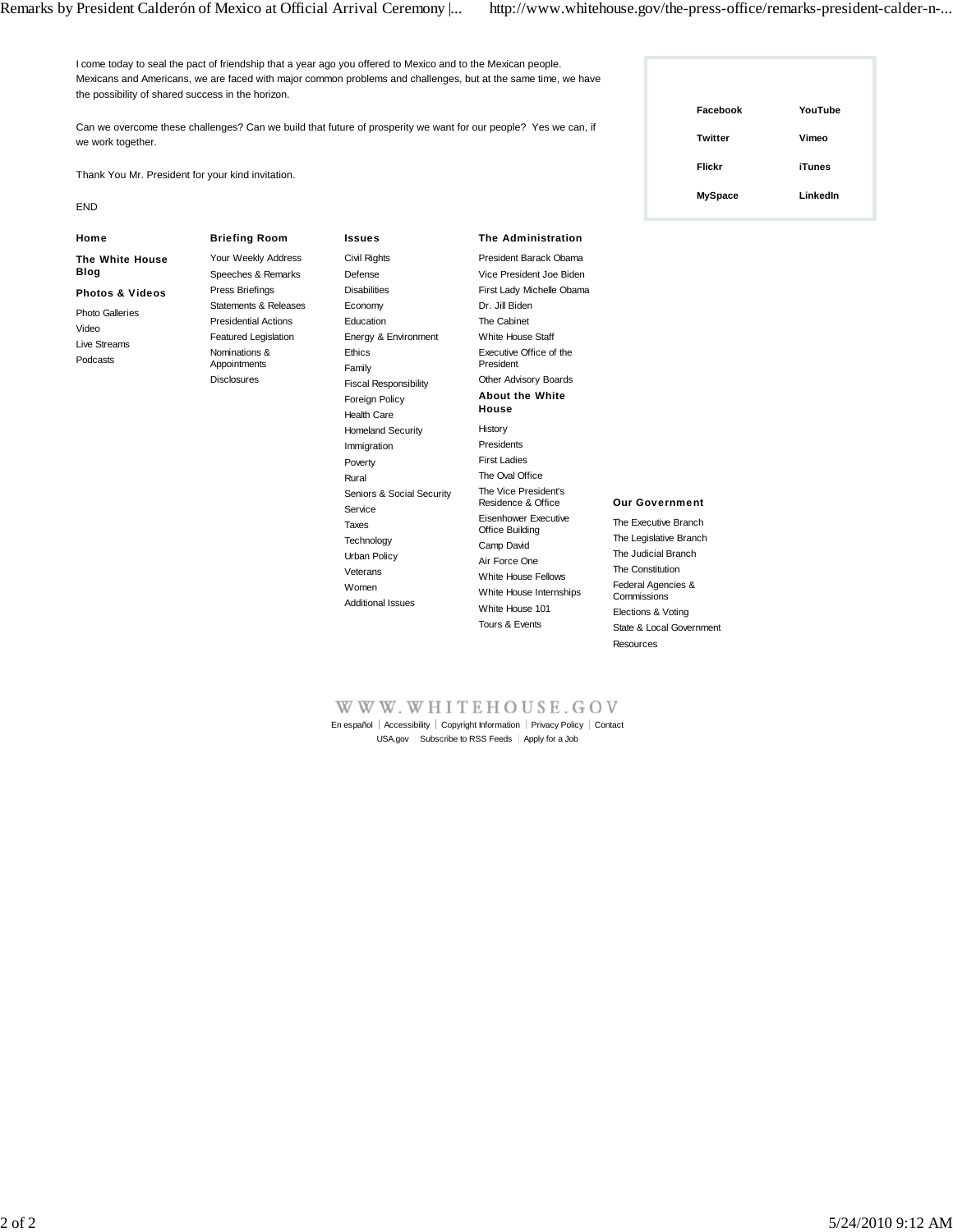I come today to seal the pact of friendship that a year ago you offered to Mexico and to the Mexican people. Mexicans and Americans, we are faced with major common problems and challenges, but at the same time, we have the possibility of shared success in the horizon.

Can we overcome these challenges? Can we build that future of prosperity we want for our people? Yes we can, if we work together.

Thank You Mr. President for your kind invitation.

END

**Facebook** | **YouTube**
**Twitter** | **Vimeo**
**Flickr** | **iTunes**
**MySpace** | **LinkedIn**

**Home**

**The White House Blog**

**Photos & Videos**

- Photo Galleries
- Video
- Live Streams
- Podcasts

**Briefing Room**

- Your Weekly Address
- Speeches & Remarks
- Press Briefings
- Statements & Releases
- Presidential Actions
- Featured Legislation
- Nominations & Appointments
- Disclosures

**Issues**

- Civil Rights
- Defense
- Disabilities
- Economy
- Education
- Energy & Environment
- Ethics
- Family
- Fiscal Responsibility
- Foreign Policy
- Health Care
- Homeland Security
- Immigration
- Poverty
- Rural
- Seniors & Social Security
- Service
- Taxes
- Technology
- Urban Policy
- Veterans
- Women
- Additional Issues

**The Administration**

- President Barack Obama
- Vice President Joe Biden
- First Lady Michelle Obama
- Dr. Jill Biden
- The Cabinet
- White House Staff
- Executive Office of the President
- Other Advisory Boards

**About the White House**

- History
- Presidents
- First Ladies
- The Oval Office
- The Vice President's Residence & Office
- Eisenhower Executive Office Building
- Camp David
- Air Force One
- White House Fellows
- White House Internships
- White House 101
- Tours & Events

**Our Government**

- The Executive Branch
- The Legislative Branch
- The Judicial Branch
- The Constitution
- Federal Agencies & Commissions
- Elections & Voting
- State & Local Government
- Resources

WWW.WHITEHOUSE.GOV

En español | Accessibility | Copyright Information | Privacy Policy | Contact
USA.gov | Subscribe to RSS Feeds | Apply for a Job